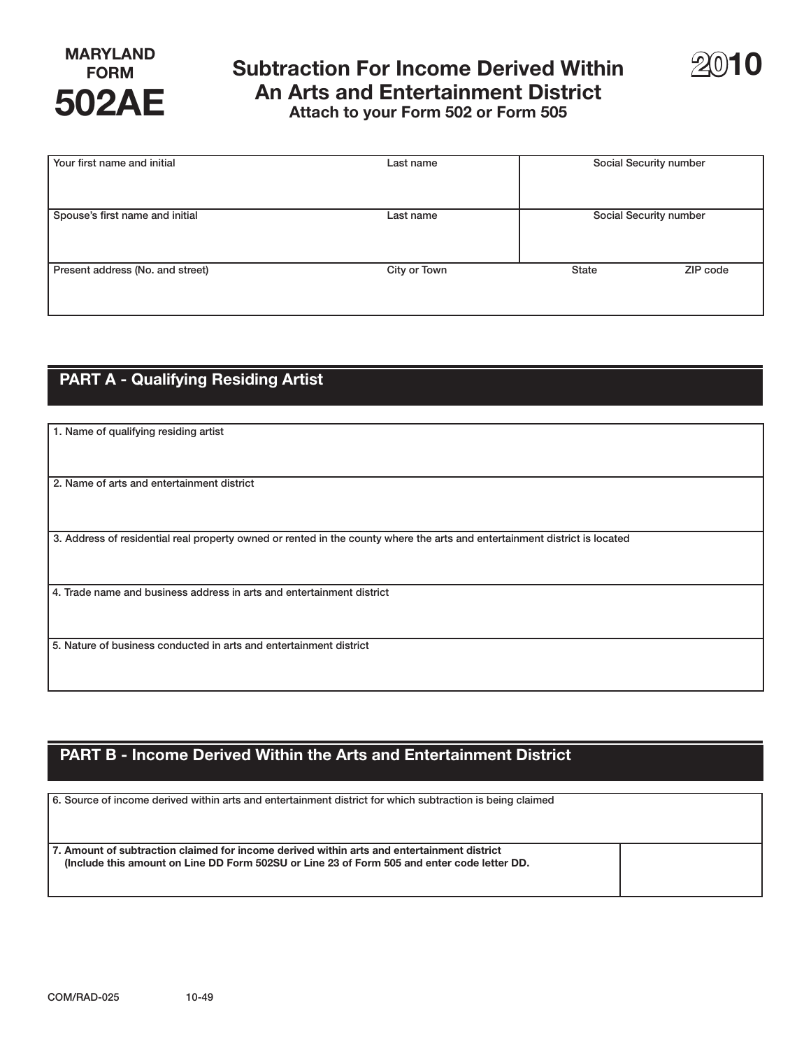**MARYLAND FORM**

# 502AE

## Subtraction For Income Derived Within An Arts and Entertainment District

**Attach to your Form 502 or Form 505**

**2010**

| Your first name and initial | Last name | Social Security number | |
|---|---|---|---|
| Spouse's first name and initial | Last name | Social Security number | |
| Present address (No. and street) | City or Town | State | ZIP code |

## PART A - Qualifying Residing Artist

1. Name of qualifying residing artist

2. Name of arts and entertainment district

3. Address of residential real property owned or rented in the county where the arts and entertainment district is located

4. Trade name and business address in arts and entertainment district

5. Nature of business conducted in arts and entertainment district

## PART B - Income Derived Within the Arts and Entertainment District

6. Source of income derived within arts and entertainment district for which subtraction is being claimed

**7. Amount of subtraction claimed for income derived within arts and entertainment district (Include this amount on Line DD Form 502SU or Line 23 of Form 505 and enter code letter DD.**

COM/RAD-025 10-49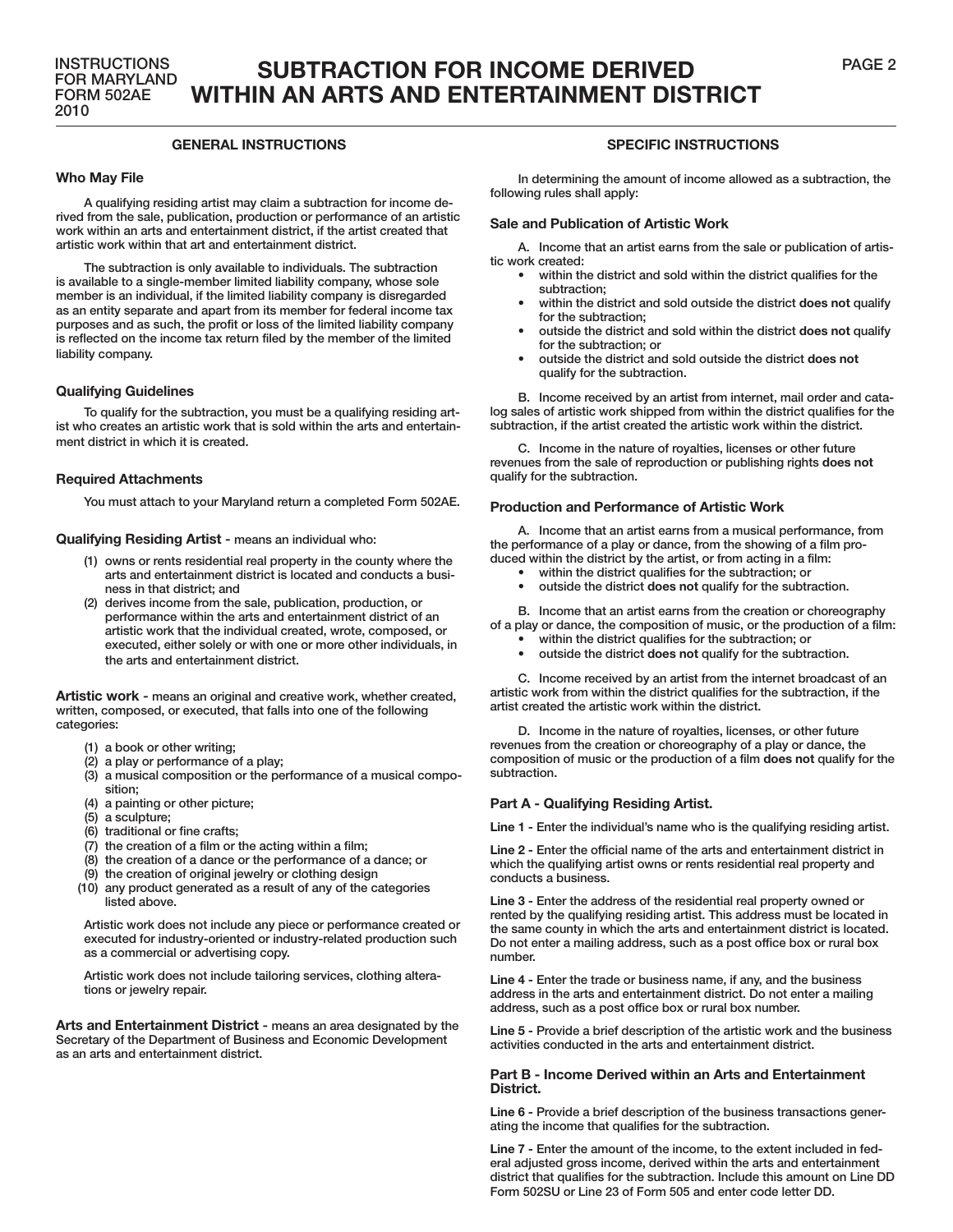# SUBTRACTION FOR INCOME DERIVED WITHIN AN ARTS AND ENTERTAINMENT DISTRICT

INSTRUCTIONS FOR MARYLAND FORM 502AE 2010

## GENERAL INSTRUCTIONS

### Who May File

A qualifying residing artist may claim a subtraction for income derived from the sale, publication, production or performance of an artistic work within an arts and entertainment district, if the artist created that artistic work within that art and entertainment district.

The subtraction is only available to individuals. The subtraction is available to a single-member limited liability company, whose sole member is an individual, if the limited liability company is disregarded as an entity separate and apart from its member for federal income tax purposes and as such, the profit or loss of the limited liability company is reflected on the income tax return filed by the member of the limited liability company.

### Qualifying Guidelines

To qualify for the subtraction, you must be a qualifying residing artist who creates an artistic work that is sold within the arts and entertainment district in which it is created.

### Required Attachments

You must attach to your Maryland return a completed Form 502AE.

**Qualifying Residing Artist -** means an individual who:

(1) owns or rents residential real property in the county where the arts and entertainment district is located and conducts a business in that district; and
(2) derives income from the sale, publication, production, or performance within the arts and entertainment district of an artistic work that the individual created, wrote, composed, or executed, either solely or with one or more other individuals, in the arts and entertainment district.

**Artistic work -** means an original and creative work, whether created, written, composed, or executed, that falls into one of the following categories:

(1) a book or other writing;
(2) a play or performance of a play;
(3) a musical composition or the performance of a musical composition;
(4) a painting or other picture;
(5) a sculpture;
(6) traditional or fine crafts;
(7) the creation of a film or the acting within a film;
(8) the creation of a dance or the performance of a dance; or
(9) the creation of original jewelry or clothing design
(10) any product generated as a result of any of the categories listed above.

Artistic work does not include any piece or performance created or executed for industry-oriented or industry-related production such as a commercial or advertising copy.

Artistic work does not include tailoring services, clothing alterations or jewelry repair.

**Arts and Entertainment District -** means an area designated by the Secretary of the Department of Business and Economic Development as an arts and entertainment district.

## SPECIFIC INSTRUCTIONS

In determining the amount of income allowed as a subtraction, the following rules shall apply:

### Sale and Publication of Artistic Work

A. Income that an artist earns from the sale or publication of artistic work created:

- within the district and sold within the district qualifies for the subtraction;
- within the district and sold outside the district **does not** qualify for the subtraction;
- outside the district and sold within the district **does not** qualify for the subtraction; or
- outside the district and sold outside the district **does not** qualify for the subtraction.

B. Income received by an artist from internet, mail order and catalog sales of artistic work shipped from within the district qualifies for the subtraction, if the artist created the artistic work within the district.

C. Income in the nature of royalties, licenses or other future revenues from the sale of reproduction or publishing rights **does not** qualify for the subtraction.

### Production and Performance of Artistic Work

A. Income that an artist earns from a musical performance, from the performance of a play or dance, from the showing of a film produced within the district by the artist, or from acting in a film:

- within the district qualifies for the subtraction; or
- outside the district **does not** qualify for the subtraction.

B. Income that an artist earns from the creation or choreography of a play or dance, the composition of music, or the production of a film:

- within the district qualifies for the subtraction; or
- outside the district **does not** qualify for the subtraction.

C. Income received by an artist from the internet broadcast of an artistic work from within the district qualifies for the subtraction, if the artist created the artistic work within the district.

D. Income in the nature of royalties, licenses, or other future revenues from the creation or choreography of a play or dance, the composition of music or the production of a film **does not** qualify for the subtraction.

### Part A - Qualifying Residing Artist.

**Line 1 -** Enter the individual's name who is the qualifying residing artist.

**Line 2 -** Enter the official name of the arts and entertainment district in which the qualifying artist owns or rents residential real property and conducts a business.

**Line 3 -** Enter the address of the residential real property owned or rented by the qualifying residing artist. This address must be located in the same county in which the arts and entertainment district is located. Do not enter a mailing address, such as a post office box or rural box number.

**Line 4 -** Enter the trade or business name, if any, and the business address in the arts and entertainment district. Do not enter a mailing address, such as a post office box or rural box number.

**Line 5 -** Provide a brief description of the artistic work and the business activities conducted in the arts and entertainment district.

### Part B - Income Derived within an Arts and Entertainment District.

**Line 6 -** Provide a brief description of the business transactions generating the income that qualifies for the subtraction.

**Line 7 -** Enter the amount of the income, to the extent included in federal adjusted gross income, derived within the arts and entertainment district that qualifies for the subtraction. Include this amount on Line DD Form 502SU or Line 23 of Form 505 and enter code letter DD.